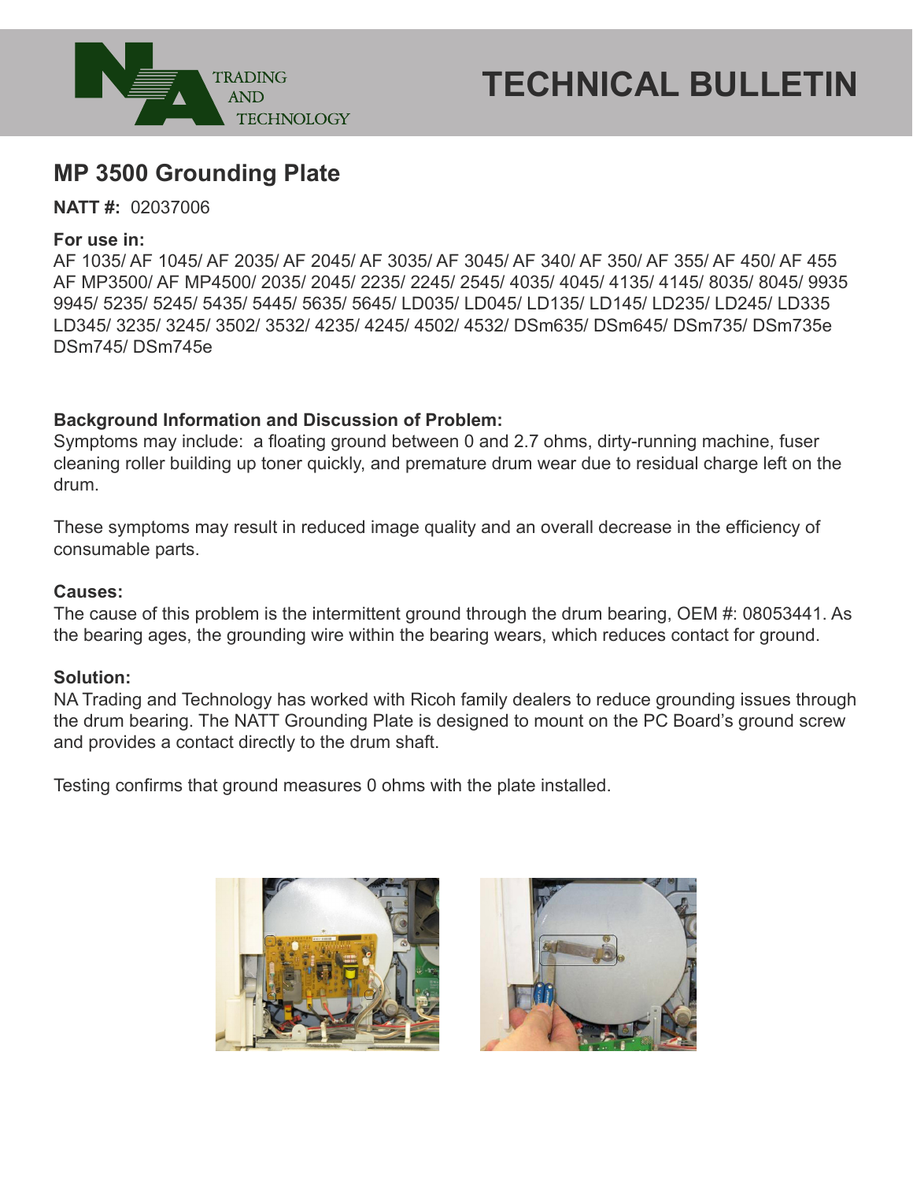# TECHNICAL BULLETIN

## MP 3500 Grounding Plate

**NATT #:** 02037006

**For use in:**
AF 1035/ AF 1045/ AF 2035/ AF 2045/ AF 3035/ AF 3045/ AF 340/ AF 350/ AF 355/ AF 450/ AF 455 AF MP3500/ AF MP4500/ 2035/ 2045/ 2235/ 2245/ 2545/ 4035/ 4045/ 4135/ 4145/ 8035/ 8045/ 9935 9945/ 5235/ 5245/ 5435/ 5445/ 5635/ 5645/ LD035/ LD045/ LD135/ LD145/ LD235/ LD245/ LD335 LD345/ 3235/ 3245/ 3502/ 3532/ 4235/ 4245/ 4502/ 4532/ DSm635/ DSm645/ DSm735/ DSm735e DSm745/ DSm745e

**Background Information and Discussion of Problem:**
Symptoms may include: a floating ground between 0 and 2.7 ohms, dirty-running machine, fuser cleaning roller building up toner quickly, and premature drum wear due to residual charge left on the drum.

These symptoms may result in reduced image quality and an overall decrease in the efficiency of consumable parts.

**Causes:**
The cause of this problem is the intermittent ground through the drum bearing, OEM #: 08053441. As the bearing ages, the grounding wire within the bearing wears, which reduces contact for ground.

**Solution:**
NA Trading and Technology has worked with Ricoh family dealers to reduce grounding issues through the drum bearing. The NATT Grounding Plate is designed to mount on the PC Board's ground screw and provides a contact directly to the drum shaft.

Testing confirms that ground measures 0 ohms with the plate installed.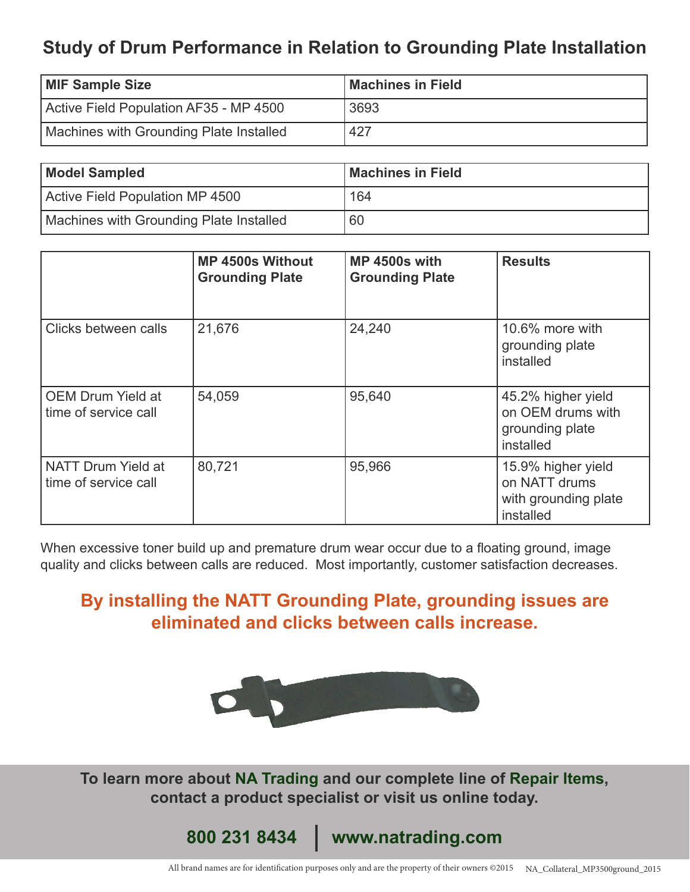## Study of Drum Performance in Relation to Grounding Plate Installation

| MIF Sample Size | Machines in Field |
|---|---|
| Active Field Population AF35 - MP 4500 | 3693 |
| Machines with Grounding Plate Installed | 427 |

| Model Sampled | Machines in Field |
|---|---|
| Active Field Population MP 4500 | 164 |
| Machines with Grounding Plate Installed | 60 |

| | MP 4500s Without Grounding Plate | MP 4500s with Grounding Plate | Results |
|---|---|---|---|
| Clicks between calls | 21,676 | 24,240 | 10.6% more with grounding plate installed |
| OEM Drum Yield at time of service call | 54,059 | 95,640 | 45.2% higher yield on OEM drums with grounding plate installed |
| NATT Drum Yield at time of service call | 80,721 | 95,966 | 15.9% higher yield on NATT drums with grounding plate installed |

When excessive toner build up and premature drum wear occur due to a floating ground, image quality and clicks between calls are reduced. Most importantly, customer satisfaction decreases.

**By installing the NATT Grounding Plate, grounding issues are eliminated and clicks between calls increase.**

**To learn more about NA Trading and our complete line of Repair Items, contact a product specialist or visit us online today.**

**800 231 8434 | www.natrading.com**

All brand names are for identification purposes only and are the property of their owners ©2015 NA_Collateral_MP3500ground_2015